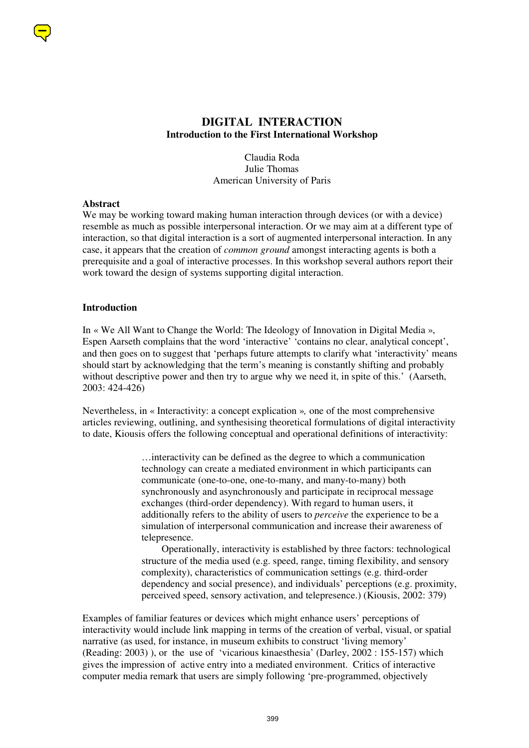# DIGITAL INTERACTION

**Introduction to the First International Workshop**

Claudia Roda
Julie Thomas
American University of Paris

**Abstract**

We may be working toward making human interaction through devices (or with a device) resemble as much as possible interpersonal interaction. Or we may aim at a different type of interaction, so that digital interaction is a sort of augmented interpersonal interaction. In any case, it appears that the creation of *common ground* amongst interacting agents is both a prerequisite and a goal of interactive processes. In this workshop several authors report their work toward the design of systems supporting digital interaction.

## Introduction

In « We All Want to Change the World: The Ideology of Innovation in Digital Media », Espen Aarseth complains that the word 'interactive' 'contains no clear, analytical concept', and then goes on to suggest that 'perhaps future attempts to clarify what 'interactivity' means should start by acknowledging that the term's meaning is constantly shifting and probably without descriptive power and then try to argue why we need it, in spite of this.' (Aarseth, 2003: 424-426)

Nevertheless, in « Interactivity: a concept explication », one of the most comprehensive articles reviewing, outlining, and synthesising theoretical formulations of digital interactivity to date, Kiousis offers the following conceptual and operational definitions of interactivity:

> …interactivity can be defined as the degree to which a communication technology can create a mediated environment in which participants can communicate (one-to-one, one-to-many, and many-to-many) both synchronously and asynchronously and participate in reciprocal message exchanges (third-order dependency). With regard to human users, it additionally refers to the ability of users to *perceive* the experience to be a simulation of interpersonal communication and increase their awareness of telepresence.
>
> Operationally, interactivity is established by three factors: technological structure of the media used (e.g. speed, range, timing flexibility, and sensory complexity), characteristics of communication settings (e.g. third-order dependency and social presence), and individuals' perceptions (e.g. proximity, perceived speed, sensory activation, and telepresence.) (Kiousis, 2002: 379)

Examples of familiar features or devices which might enhance users' perceptions of interactivity would include link mapping in terms of the creation of verbal, visual, or spatial narrative (as used, for instance, in museum exhibits to construct 'living memory' (Reading: 2003) ), or the use of 'vicarious kinaesthesia' (Darley, 2002 : 155-157) which gives the impression of active entry into a mediated environment. Critics of interactive computer media remark that users are simply following 'pre-programmed, objectively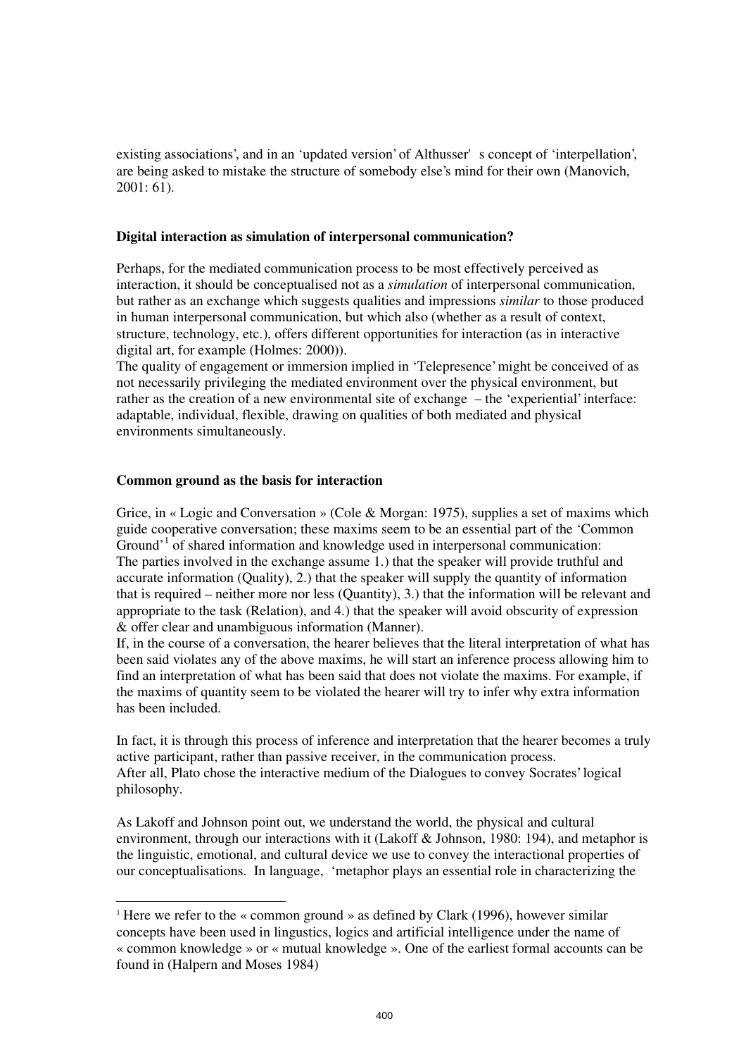existing associations', and in an 'updated version' of Althusser' s concept of 'interpellation', are being asked to mistake the structure of somebody else's mind for their own (Manovich, 2001: 61).

**Digital interaction as simulation of interpersonal communication?**

Perhaps, for the mediated communication process to be most effectively perceived as interaction, it should be conceptualised not as a *simulation* of interpersonal communication, but rather as an exchange which suggests qualities and impressions *similar* to those produced in human interpersonal communication, but which also (whether as a result of context, structure, technology, etc.), offers different opportunities for interaction (as in interactive digital art, for example (Holmes: 2000)).
The quality of engagement or immersion implied in 'Telepresence' might be conceived of as not necessarily privileging the mediated environment over the physical environment, but rather as the creation of a new environmental site of exchange – the 'experiential' interface: adaptable, individual, flexible, drawing on qualities of both mediated and physical environments simultaneously.

**Common ground as the basis for interaction**

Grice, in « Logic and Conversation » (Cole & Morgan: 1975), supplies a set of maxims which guide cooperative conversation; these maxims seem to be an essential part of the 'Common Ground'[1] of shared information and knowledge used in interpersonal communication:
The parties involved in the exchange assume 1.) that the speaker will provide truthful and accurate information (Quality), 2.) that the speaker will supply the quantity of information that is required – neither more nor less (Quantity), 3.) that the information will be relevant and appropriate to the task (Relation), and 4.) that the speaker will avoid obscurity of expression & offer clear and unambiguous information (Manner).
If, in the course of a conversation, the hearer believes that the literal interpretation of what has been said violates any of the above maxims, he will start an inference process allowing him to find an interpretation of what has been said that does not violate the maxims. For example, if the maxims of quantity seem to be violated the hearer will try to infer why extra information has been included.

In fact, it is through this process of inference and interpretation that the hearer becomes a truly active participant, rather than passive receiver, in the communication process.
After all, Plato chose the interactive medium of the Dialogues to convey Socrates' logical philosophy.

As Lakoff and Johnson point out, we understand the world, the physical and cultural environment, through our interactions with it (Lakoff & Johnson, 1980: 194), and metaphor is the linguistic, emotional, and cultural device we use to convey the interactional properties of our conceptualisations. In language, 'metaphor plays an essential role in characterizing the

[1] Here we refer to the « common ground » as defined by Clark (1996), however similar concepts have been used in lingustics, logics and artificial intelligence under the name of « common knowledge » or « mutual knowledge ». One of the earliest formal accounts can be found in (Halpern and Moses 1984)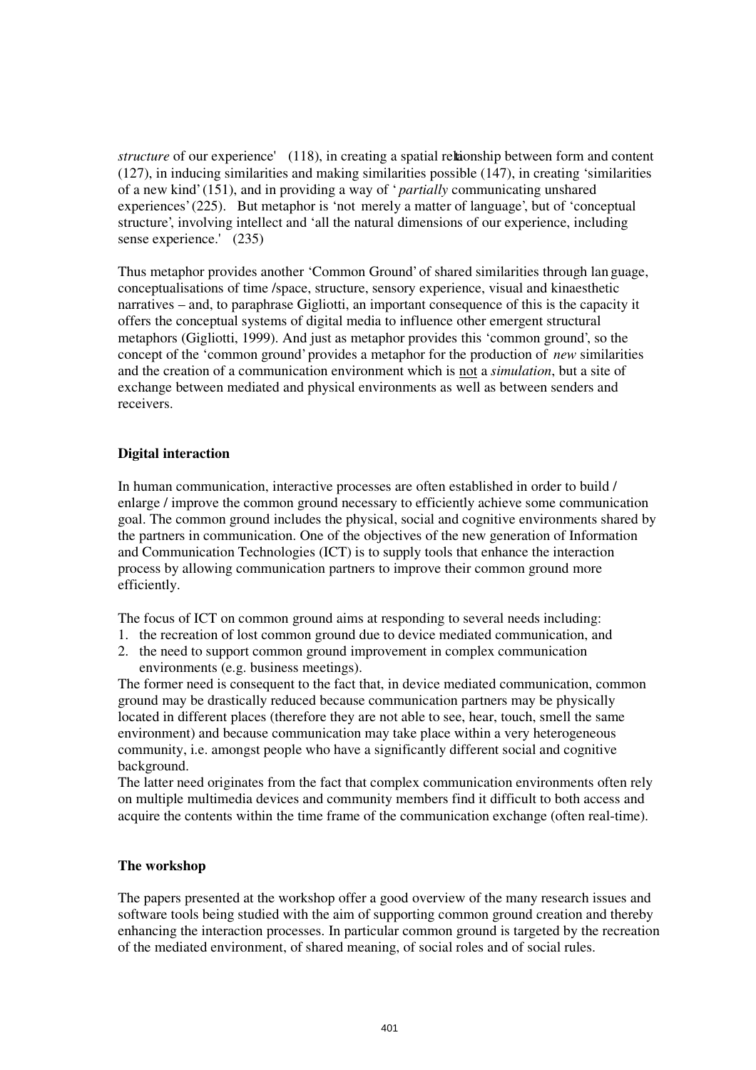*structure* of our experience' (118), in creating a spatial relationship between form and content (127), in inducing similarities and making similarities possible (147), in creating 'similarities of a new kind' (151), and in providing a way of '*partially* communicating unshared experiences' (225). But metaphor is 'not merely a matter of language', but of 'conceptual structure', involving intellect and 'all the natural dimensions of our experience, including sense experience.' (235)

Thus metaphor provides another 'Common Ground' of shared similarities through language, conceptualisations of time /space, structure, sensory experience, visual and kinaesthetic narratives – and, to paraphrase Gigliotti, an important consequence of this is the capacity it offers the conceptual systems of digital media to influence other emergent structural metaphors (Gigliotti, 1999). And just as metaphor provides this 'common ground', so the concept of the 'common ground' provides a metaphor for the production of *new* similarities and the creation of a communication environment which is <u>not</u> a *simulation*, but a site of exchange between mediated and physical environments as well as between senders and receivers.

**Digital interaction**

In human communication, interactive processes are often established in order to build / enlarge / improve the common ground necessary to efficiently achieve some communication goal. The common ground includes the physical, social and cognitive environments shared by the partners in communication. One of the objectives of the new generation of Information and Communication Technologies (ICT) is to supply tools that enhance the interaction process by allowing communication partners to improve their common ground more efficiently.

The focus of ICT on common ground aims at responding to several needs including:

1. the recreation of lost common ground due to device mediated communication, and
2. the need to support common ground improvement in complex communication environments (e.g. business meetings).

The former need is consequent to the fact that, in device mediated communication, common ground may be drastically reduced because communication partners may be physically located in different places (therefore they are not able to see, hear, touch, smell the same environment) and because communication may take place within a very heterogeneous community, i.e. amongst people who have a significantly different social and cognitive background.

The latter need originates from the fact that complex communication environments often rely on multiple multimedia devices and community members find it difficult to both access and acquire the contents within the time frame of the communication exchange (often real-time).

**The workshop**

The papers presented at the workshop offer a good overview of the many research issues and software tools being studied with the aim of supporting common ground creation and thereby enhancing the interaction processes. In particular common ground is targeted by the recreation of the mediated environment, of shared meaning, of social roles and of social rules.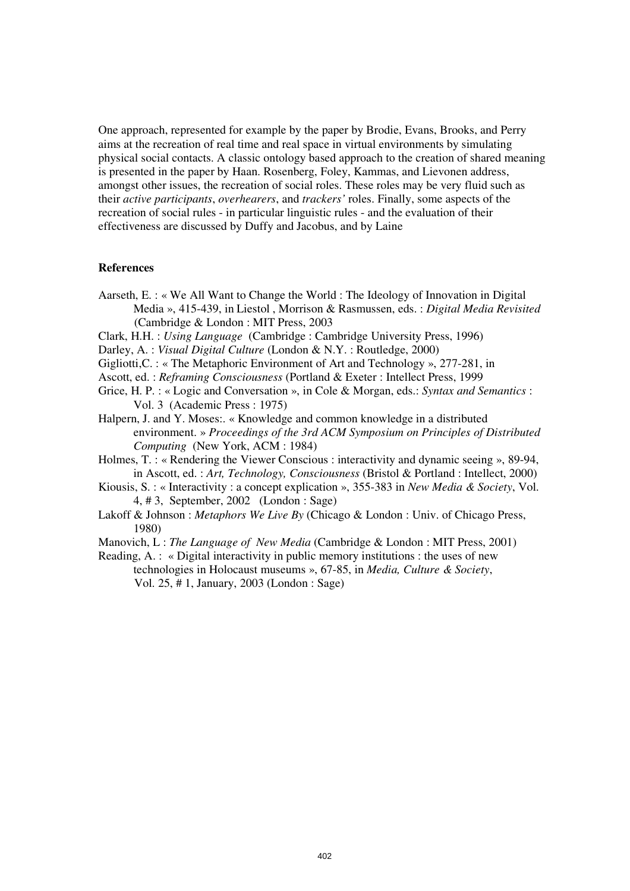One approach, represented for example by the paper by Brodie, Evans, Brooks, and Perry aims at the recreation of real time and real space in virtual environments by simulating physical social contacts. A classic ontology based approach to the creation of shared meaning is presented in the paper by Haan. Rosenberg, Foley, Kammas, and Lievonen address, amongst other issues, the recreation of social roles. These roles may be very fluid such as their *active participants*, *overhearers*, and *trackers'* roles. Finally, some aspects of the recreation of social rules - in particular linguistic rules - and the evaluation of their effectiveness are discussed by Duffy and Jacobus, and by Laine

### References

Aarseth, E. : « We All Want to Change the World : The Ideology of Innovation in Digital Media », 415-439, in Liestol , Morrison & Rasmussen, eds. : *Digital Media Revisited* (Cambridge & London : MIT Press, 2003

Clark, H.H. : *Using Language* (Cambridge : Cambridge University Press, 1996)

Darley, A. : *Visual Digital Culture* (London & N.Y. : Routledge, 2000)

Gigliotti,C. : « The Metaphoric Environment of Art and Technology », 277-281, in

Ascott, ed. : *Reframing Consciousness* (Portland & Exeter : Intellect Press, 1999

Grice, H. P. : « Logic and Conversation », in Cole & Morgan, eds.: *Syntax and Semantics* : Vol. 3 (Academic Press : 1975)

Halpern, J. and Y. Moses:. « Knowledge and common knowledge in a distributed environment. » *Proceedings of the 3rd ACM Symposium on Principles of Distributed Computing* (New York, ACM : 1984)

Holmes, T. : « Rendering the Viewer Conscious : interactivity and dynamic seeing », 89-94, in Ascott, ed. : *Art, Technology, Consciousness* (Bristol & Portland : Intellect, 2000)

Kiousis, S. : « Interactivity : a concept explication », 355-383 in *New Media & Society*, Vol. 4, # 3, September, 2002 (London : Sage)

Lakoff & Johnson : *Metaphors We Live By* (Chicago & London : Univ. of Chicago Press, 1980)

Manovich, L : *The Language of New Media* (Cambridge & London : MIT Press, 2001)

Reading, A. : « Digital interactivity in public memory institutions : the uses of new technologies in Holocaust museums », 67-85, in *Media, Culture & Society*, Vol. 25, # 1, January, 2003 (London : Sage)